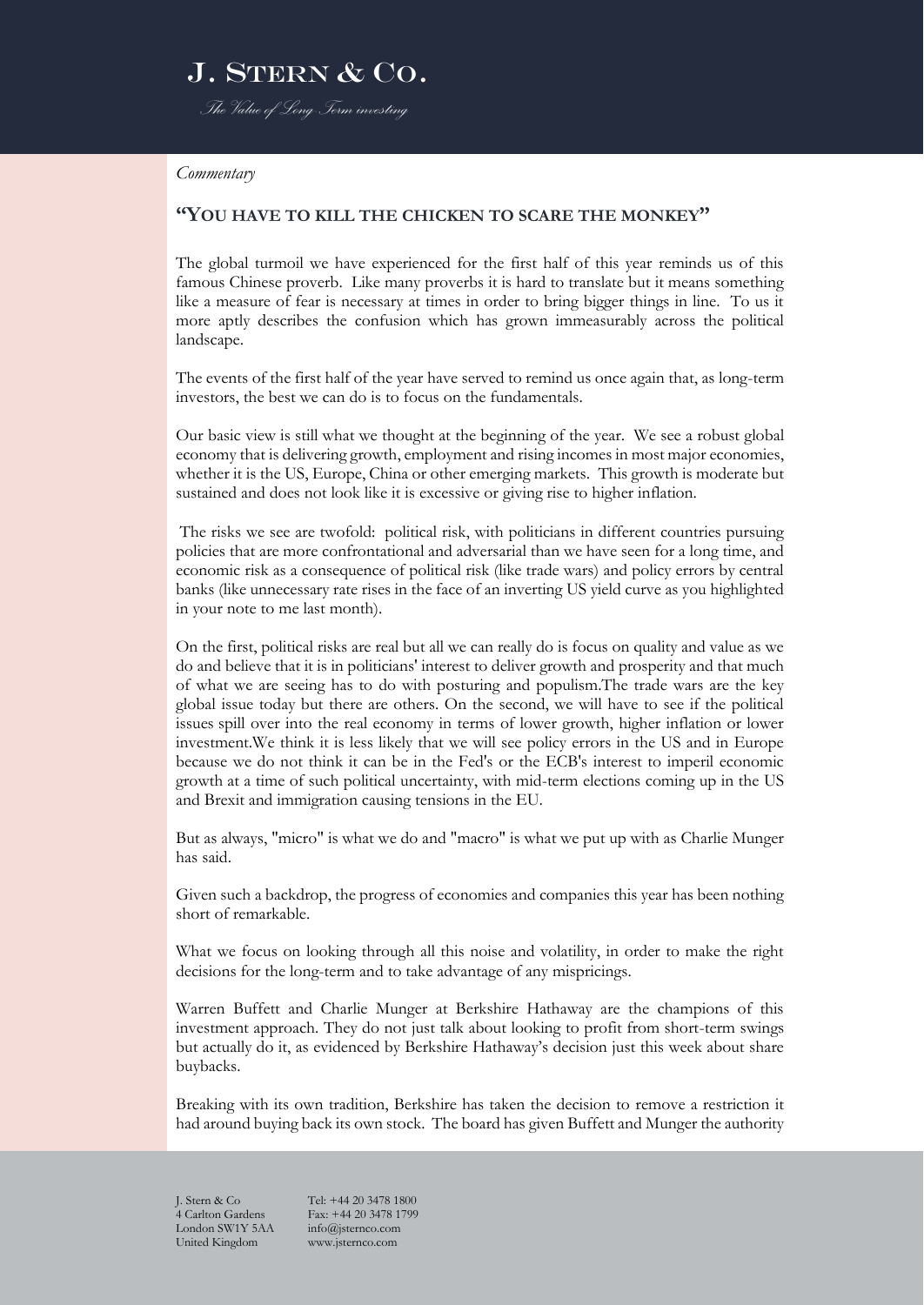# J. Stern & Co.

*The Value of Long Term investing*

*Commentary*

## "You have to kill the chicken to scare the monkey"

The global turmoil we have experienced for the first half of this year reminds us of this famous Chinese proverb. Like many proverbs it is hard to translate but it means something like a measure of fear is necessary at times in order to bring bigger things in line. To us it more aptly describes the confusion which has grown immeasurably across the political landscape.

The events of the first half of the year have served to remind us once again that, as long-term investors, the best we can do is to focus on the fundamentals.

Our basic view is still what we thought at the beginning of the year. We see a robust global economy that is delivering growth, employment and rising incomes in most major economies, whether it is the US, Europe, China or other emerging markets. This growth is moderate but sustained and does not look like it is excessive or giving rise to higher inflation.

The risks we see are twofold: political risk, with politicians in different countries pursuing policies that are more confrontational and adversarial than we have seen for a long time, and economic risk as a consequence of political risk (like trade wars) and policy errors by central banks (like unnecessary rate rises in the face of an inverting US yield curve as you highlighted in your note to me last month).

On the first, political risks are real but all we can really do is focus on quality and value as we do and believe that it is in politicians' interest to deliver growth and prosperity and that much of what we are seeing has to do with posturing and populism.The trade wars are the key global issue today but there are others. On the second, we will have to see if the political issues spill over into the real economy in terms of lower growth, higher inflation or lower investment.We think it is less likely that we will see policy errors in the US and in Europe because we do not think it can be in the Fed's or the ECB's interest to imperil economic growth at a time of such political uncertainty, with mid-term elections coming up in the US and Brexit and immigration causing tensions in the EU.

But as always, "micro" is what we do and "macro" is what we put up with as Charlie Munger has said.

Given such a backdrop, the progress of economies and companies this year has been nothing short of remarkable.

What we focus on looking through all this noise and volatility, in order to make the right decisions for the long-term and to take advantage of any mispricings.

Warren Buffett and Charlie Munger at Berkshire Hathaway are the champions of this investment approach. They do not just talk about looking to profit from short-term swings but actually do it, as evidenced by Berkshire Hathaway's decision just this week about share buybacks.

Breaking with its own tradition, Berkshire has taken the decision to remove a restriction it had around buying back its own stock. The board has given Buffett and Munger the authority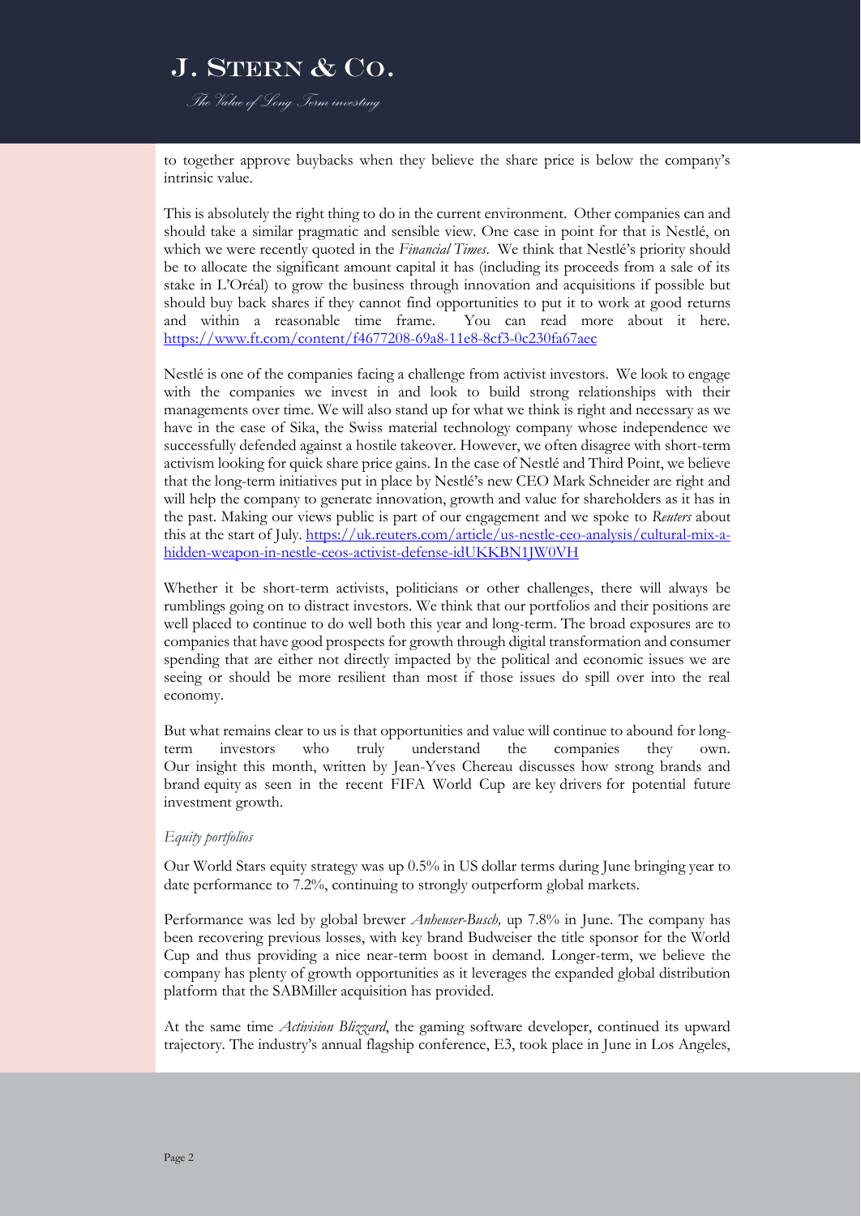to together approve buybacks when they believe the share price is below the company's intrinsic value.

This is absolutely the right thing to do in the current environment. Other companies can and should take a similar pragmatic and sensible view. One case in point for that is Nestlé, on which we were recently quoted in the *Financial Times*. We think that Nestlé's priority should be to allocate the significant amount capital it has (including its proceeds from a sale of its stake in L'Oréal) to grow the business through innovation and acquisitions if possible but should buy back shares if they cannot find opportunities to put it to work at good returns and within a reasonable time frame. You can read more about it here. https://www.ft.com/content/f4677208-69a8-11e8-8cf3-0c230fa67aec

Nestlé is one of the companies facing a challenge from activist investors. We look to engage with the companies we invest in and look to build strong relationships with their managements over time. We will also stand up for what we think is right and necessary as we have in the case of Sika, the Swiss material technology company whose independence we successfully defended against a hostile takeover. However, we often disagree with short-term activism looking for quick share price gains. In the case of Nestlé and Third Point, we believe that the long-term initiatives put in place by Nestlé's new CEO Mark Schneider are right and will help the company to generate innovation, growth and value for shareholders as it has in the past. Making our views public is part of our engagement and we spoke to *Reuters* about this at the start of July. https://uk.reuters.com/article/us-nestle-ceo-analysis/cultural-mix-a-hidden-weapon-in-nestle-ceos-activist-defense-idUKKBN1JW0VH

Whether it be short-term activists, politicians or other challenges, there will always be rumblings going on to distract investors. We think that our portfolios and their positions are well placed to continue to do well both this year and long-term. The broad exposures are to companies that have good prospects for growth through digital transformation and consumer spending that are either not directly impacted by the political and economic issues we are seeing or should be more resilient than most if those issues do spill over into the real economy.

But what remains clear to us is that opportunities and value will continue to abound for long-term investors who truly understand the companies they own. Our insight this month, written by Jean-Yves Chereau discusses how strong brands and brand equity as seen in the recent FIFA World Cup are key drivers for potential future investment growth.

*Equity portfolios*

Our World Stars equity strategy was up 0.5% in US dollar terms during June bringing year to date performance to 7.2%, continuing to strongly outperform global markets.

Performance was led by global brewer *Anheuser-Busch,* up 7.8% in June. The company has been recovering previous losses, with key brand Budweiser the title sponsor for the World Cup and thus providing a nice near-term boost in demand. Longer-term, we believe the company has plenty of growth opportunities as it leverages the expanded global distribution platform that the SABMiller acquisition has provided.

At the same time *Activision Blizzard*, the gaming software developer, continued its upward trajectory. The industry's annual flagship conference, E3, took place in June in Los Angeles,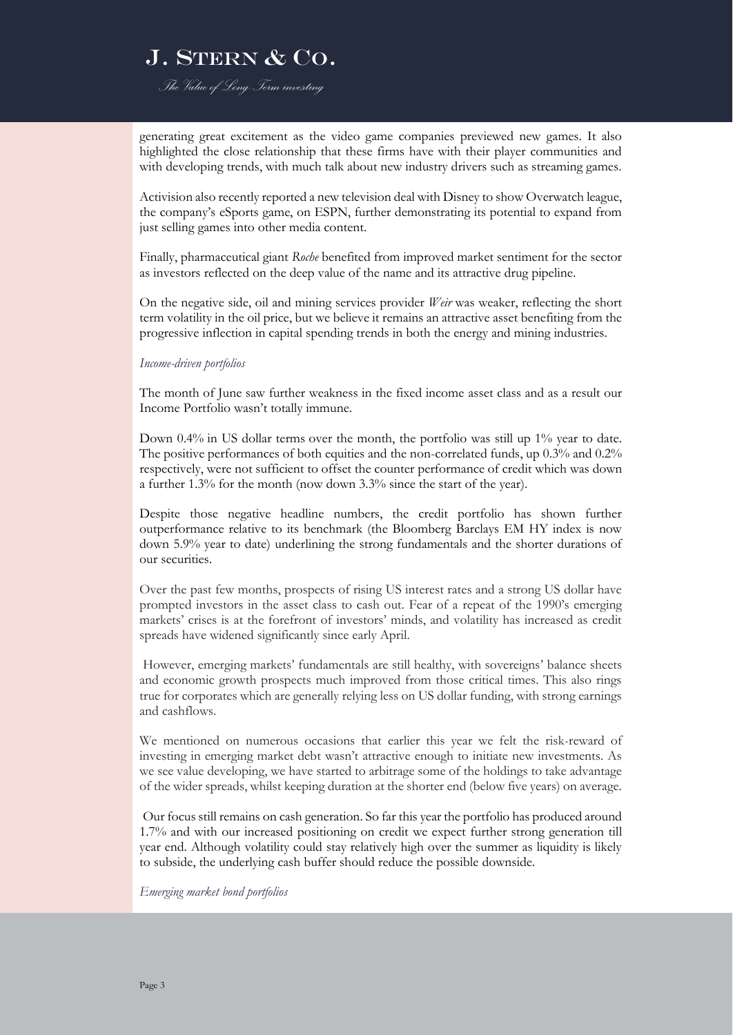generating great excitement as the video game companies previewed new games. It also highlighted the close relationship that these firms have with their player communities and with developing trends, with much talk about new industry drivers such as streaming games.

Activision also recently reported a new television deal with Disney to show Overwatch league, the company's eSports game, on ESPN, further demonstrating its potential to expand from just selling games into other media content.

Finally, pharmaceutical giant *Roche* benefited from improved market sentiment for the sector as investors reflected on the deep value of the name and its attractive drug pipeline.

On the negative side, oil and mining services provider *Weir* was weaker, reflecting the short term volatility in the oil price, but we believe it remains an attractive asset benefiting from the progressive inflection in capital spending trends in both the energy and mining industries.

*Income-driven portfolios*

The month of June saw further weakness in the fixed income asset class and as a result our Income Portfolio wasn't totally immune.

Down 0.4% in US dollar terms over the month, the portfolio was still up 1% year to date. The positive performances of both equities and the non-correlated funds, up 0.3% and 0.2% respectively, were not sufficient to offset the counter performance of credit which was down a further 1.3% for the month (now down 3.3% since the start of the year).

Despite those negative headline numbers, the credit portfolio has shown further outperformance relative to its benchmark (the Bloomberg Barclays EM HY index is now down 5.9% year to date) underlining the strong fundamentals and the shorter durations of our securities.

Over the past few months, prospects of rising US interest rates and a strong US dollar have prompted investors in the asset class to cash out. Fear of a repeat of the 1990's emerging markets' crises is at the forefront of investors' minds, and volatility has increased as credit spreads have widened significantly since early April.

However, emerging markets' fundamentals are still healthy, with sovereigns' balance sheets and economic growth prospects much improved from those critical times. This also rings true for corporates which are generally relying less on US dollar funding, with strong earnings and cashflows.

We mentioned on numerous occasions that earlier this year we felt the risk-reward of investing in emerging market debt wasn't attractive enough to initiate new investments. As we see value developing, we have started to arbitrage some of the holdings to take advantage of the wider spreads, whilst keeping duration at the shorter end (below five years) on average.

Our focus still remains on cash generation. So far this year the portfolio has produced around 1.7% and with our increased positioning on credit we expect further strong generation till year end. Although volatility could stay relatively high over the summer as liquidity is likely to subside, the underlying cash buffer should reduce the possible downside.

*Emerging market bond portfolios*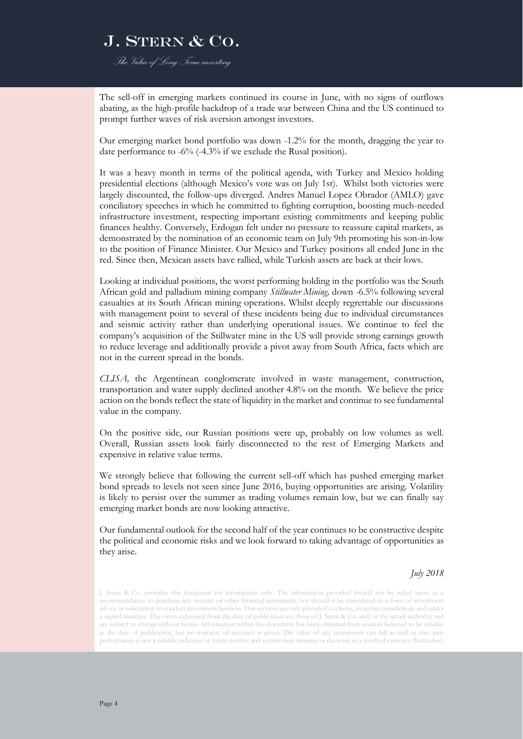The sell-off in emerging markets continued its course in June, with no signs of outflows abating, as the high-profile backdrop of a trade war between China and the US continued to prompt further waves of risk aversion amongst investors.

Our emerging market bond portfolio was down -1.2% for the month, dragging the year to date performance to -6% (-4.3% if we exclude the Rusal position).

It was a heavy month in terms of the political agenda, with Turkey and Mexico holding presidential elections (although Mexico's vote was on July 1st). Whilst both victories were largely discounted, the follow-ups diverged. Andres Manuel Lopez Obrador (AMLO) gave conciliatory speeches in which he committed to fighting corruption, boosting much-needed infrastructure investment, respecting important existing commitments and keeping public finances healthy. Conversely, Erdogan felt under no pressure to reassure capital markets, as demonstrated by the nomination of an economic team on July 9th promoting his son-in-low to the position of Finance Minister. Our Mexico and Turkey positions all ended June in the red. Since then, Mexican assets have rallied, while Turkish assets are back at their lows.

Looking at individual positions, the worst performing holding in the portfolio was the South African gold and palladium mining company *Stillwater Mining,* down -6.5% following several casualties at its South African mining operations. Whilst deeply regrettable our discussions with management point to several of these incidents being due to individual circumstances and seismic activity rather than underlying operational issues. We continue to feel the company's acquisition of the Stillwater mine in the US will provide strong earnings growth to reduce leverage and additionally provide a pivot away from South Africa, facts which are not in the current spread in the bonds.

*CLISA,* the Argentinean conglomerate involved in waste management, construction, transportation and water supply declined another 4.8% on the month. We believe the price action on the bonds reflect the state of liquidity in the market and continue to see fundamental value in the company.

On the positive side, our Russian positions were up, probably on low volumes as well. Overall, Russian assets look fairly disconnected to the rest of Emerging Markets and expensive in relative value terms.

We strongly believe that following the current sell-off which has pushed emerging market bond spreads to levels not seen since June 2016, buying opportunities are arising. Volatility is likely to persist over the summer as trading volumes remain low, but we can finally say emerging market bonds are now looking attractive.

Our fundamental outlook for the second half of the year continues to be constructive despite the political and economic risks and we look forward to taking advantage of opportunities as they arise.

*July 2018*

J. Stern & Co. provides this document for information only. The information provided should not be relied upon as a recommendation to purchase any security or other financial instrument, nor should it be considered as a form of investment advice or solicitation to conduct investment business. Our services are only provided to clients, in certain jurisdictions and under a signed mandate. The views expressed from the date of publication are those of J. Stern & Co. and/or the actual author(s) and are subject to change without notice. Information within this document has been obtained from sources believed to be reliable at the date of publication, but no warranty of accuracy is given. The value of any investment can fall as well as rise; past performance is not a reliable indicator of future results; and returns may increase or decrease as a result of currency fluctuation.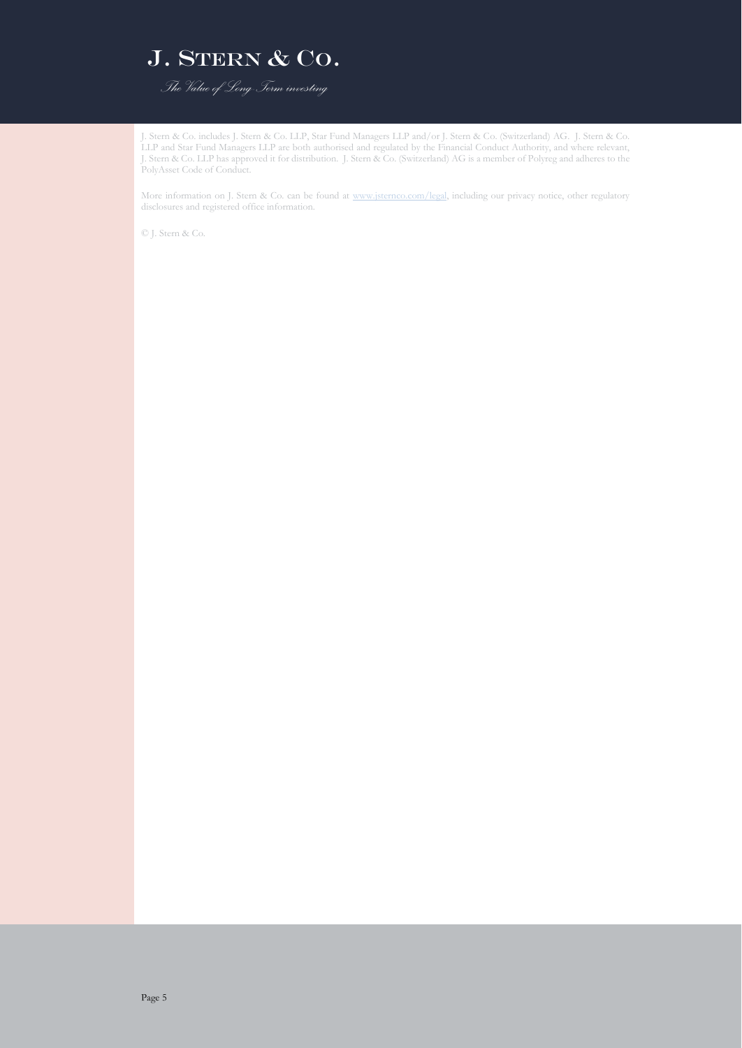# J. Stern & Co.

*The Value of Long Term investing*

J. Stern & Co. includes J. Stern & Co. LLP, Star Fund Managers LLP and/or J. Stern & Co. (Switzerland) AG. J. Stern & Co. LLP and Star Fund Managers LLP are both authorised and regulated by the Financial Conduct Authority, and where relevant, J. Stern & Co. LLP has approved it for distribution. J. Stern & Co. (Switzerland) AG is a member of Polyreg and adheres to the PolyAsset Code of Conduct.

More information on J. Stern & Co. can be found at [www.jsternco.com/legal](http://www.jsternco.com/legal), including our privacy notice, other regulatory disclosures and registered office information.

© J. Stern & Co.